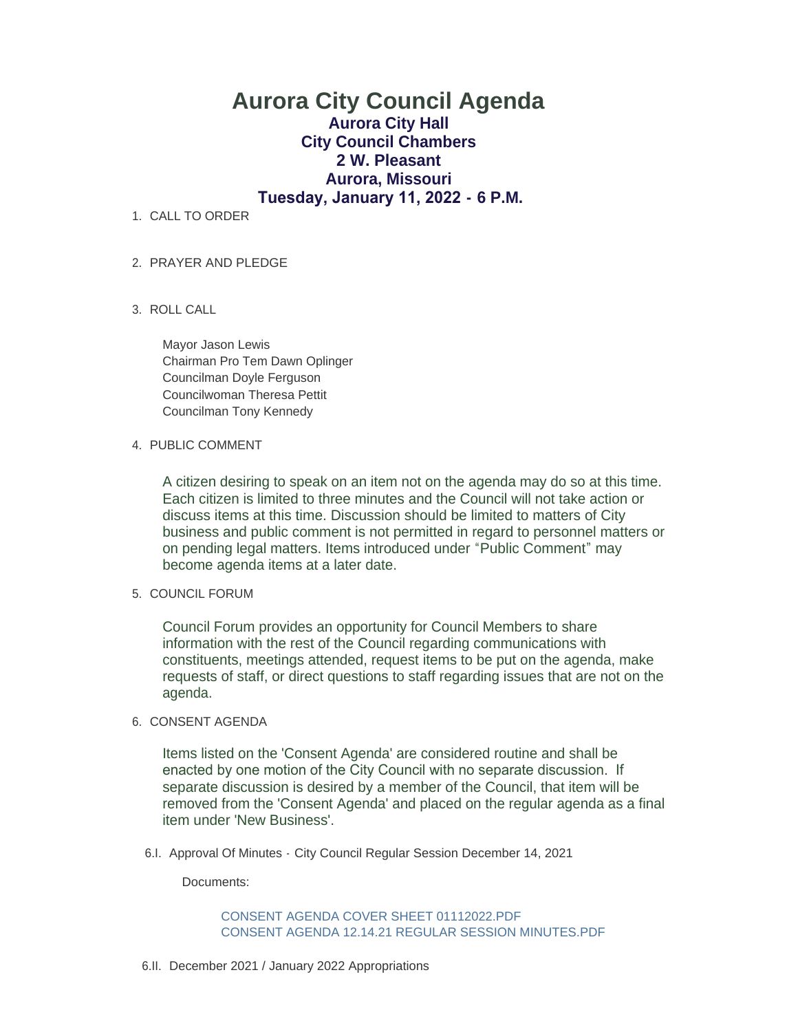# Aurora City Council Agenda

## Aurora City Hall
## City Council Chambers
## 2 W. Pleasant
## Aurora, Missouri
## Tuesday, January 11, 2022 - 6 P.M.

1. CALL TO ORDER

2. PRAYER AND PLEDGE

3. ROLL CALL

   Mayor Jason Lewis
   Chairman Pro Tem Dawn Oplinger
   Councilman Doyle Ferguson
   Councilwoman Theresa Pettit
   Councilman Tony Kennedy

4. PUBLIC COMMENT

   A citizen desiring to speak on an item not on the agenda may do so at this time. Each citizen is limited to three minutes and the Council will not take action or discuss items at this time. Discussion should be limited to matters of City business and public comment is not permitted in regard to personnel matters or on pending legal matters. Items introduced under "Public Comment" may become agenda items at a later date.

5. COUNCIL FORUM

   Council Forum provides an opportunity for Council Members to share information with the rest of the Council regarding communications with constituents, meetings attended, request items to be put on the agenda, make requests of staff, or direct questions to staff regarding issues that are not on the agenda.

6. CONSENT AGENDA

   Items listed on the 'Consent Agenda' are considered routine and shall be enacted by one motion of the City Council with no separate discussion. If separate discussion is desired by a member of the Council, that item will be removed from the 'Consent Agenda' and placed on the regular agenda as a final item under 'New Business'.

   6.I. Approval Of Minutes - City Council Regular Session December 14, 2021

   Documents:

   CONSENT AGENDA COVER SHEET 01112022.PDF
   CONSENT AGENDA 12.14.21 REGULAR SESSION MINUTES.PDF

   6.II. December 2021 / January 2022 Appropriations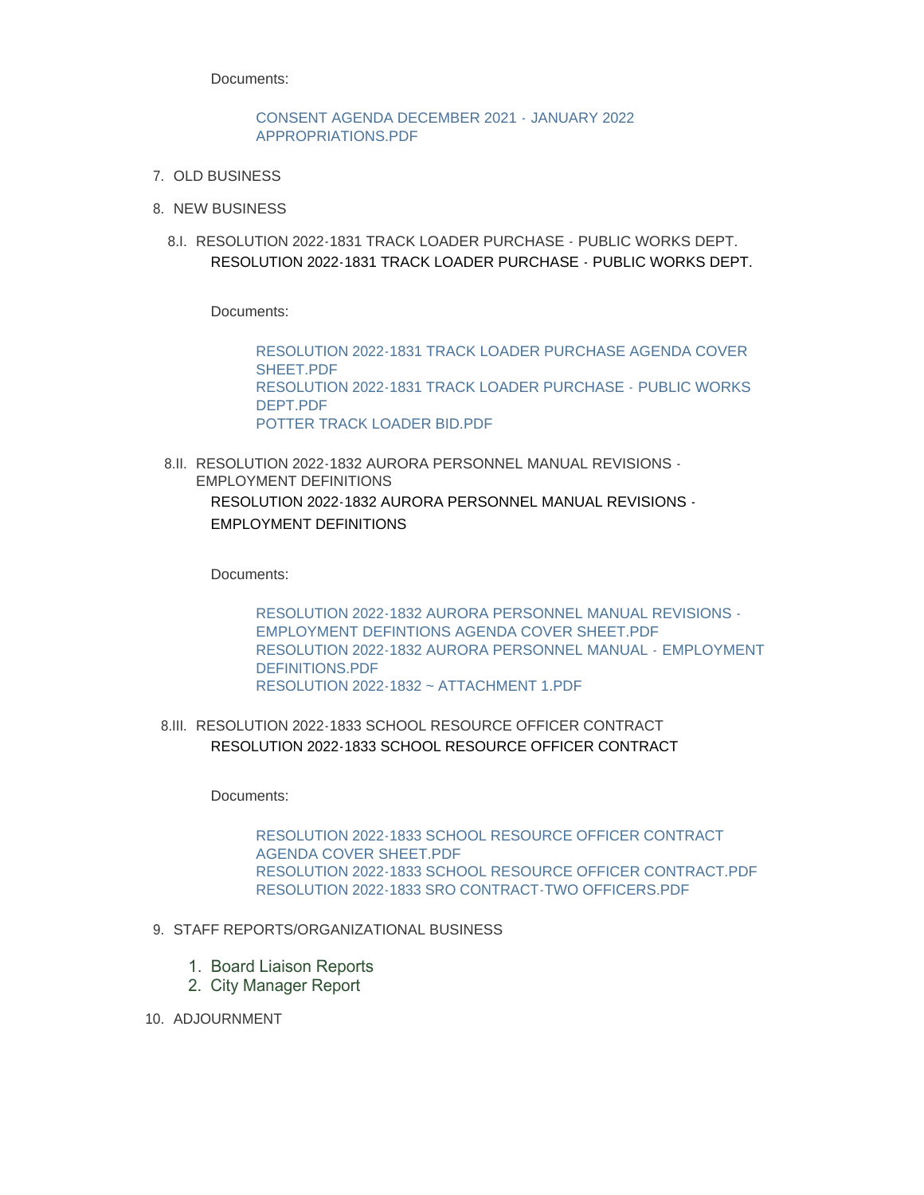Documents:

CONSENT AGENDA DECEMBER 2021 - JANUARY 2022 APPROPRIATIONS.PDF

7. OLD BUSINESS

8. NEW BUSINESS

8.I. RESOLUTION 2022-1831 TRACK LOADER PURCHASE - PUBLIC WORKS DEPT.

RESOLUTION 2022-1831 TRACK LOADER PURCHASE - PUBLIC WORKS DEPT.

Documents:

RESOLUTION 2022-1831 TRACK LOADER PURCHASE AGENDA COVER SHEET.PDF
RESOLUTION 2022-1831 TRACK LOADER PURCHASE - PUBLIC WORKS DEPT.PDF
POTTER TRACK LOADER BID.PDF

8.II. RESOLUTION 2022-1832 AURORA PERSONNEL MANUAL REVISIONS - EMPLOYMENT DEFINITIONS

RESOLUTION 2022-1832 AURORA PERSONNEL MANUAL REVISIONS - EMPLOYMENT DEFINITIONS

Documents:

RESOLUTION 2022-1832 AURORA PERSONNEL MANUAL REVISIONS - EMPLOYMENT DEFINTIONS AGENDA COVER SHEET.PDF
RESOLUTION 2022-1832 AURORA PERSONNEL MANUAL - EMPLOYMENT DEFINITIONS.PDF
RESOLUTION 2022-1832 ~ ATTACHMENT 1.PDF

8.III. RESOLUTION 2022-1833 SCHOOL RESOURCE OFFICER CONTRACT

RESOLUTION 2022-1833 SCHOOL RESOURCE OFFICER CONTRACT

Documents:

RESOLUTION 2022-1833 SCHOOL RESOURCE OFFICER CONTRACT AGENDA COVER SHEET.PDF
RESOLUTION 2022-1833 SCHOOL RESOURCE OFFICER CONTRACT.PDF
RESOLUTION 2022-1833 SRO CONTRACT-TWO OFFICERS.PDF

9. STAFF REPORTS/ORGANIZATIONAL BUSINESS

   1. Board Liaison Reports
   2. City Manager Report

10. ADJOURNMENT